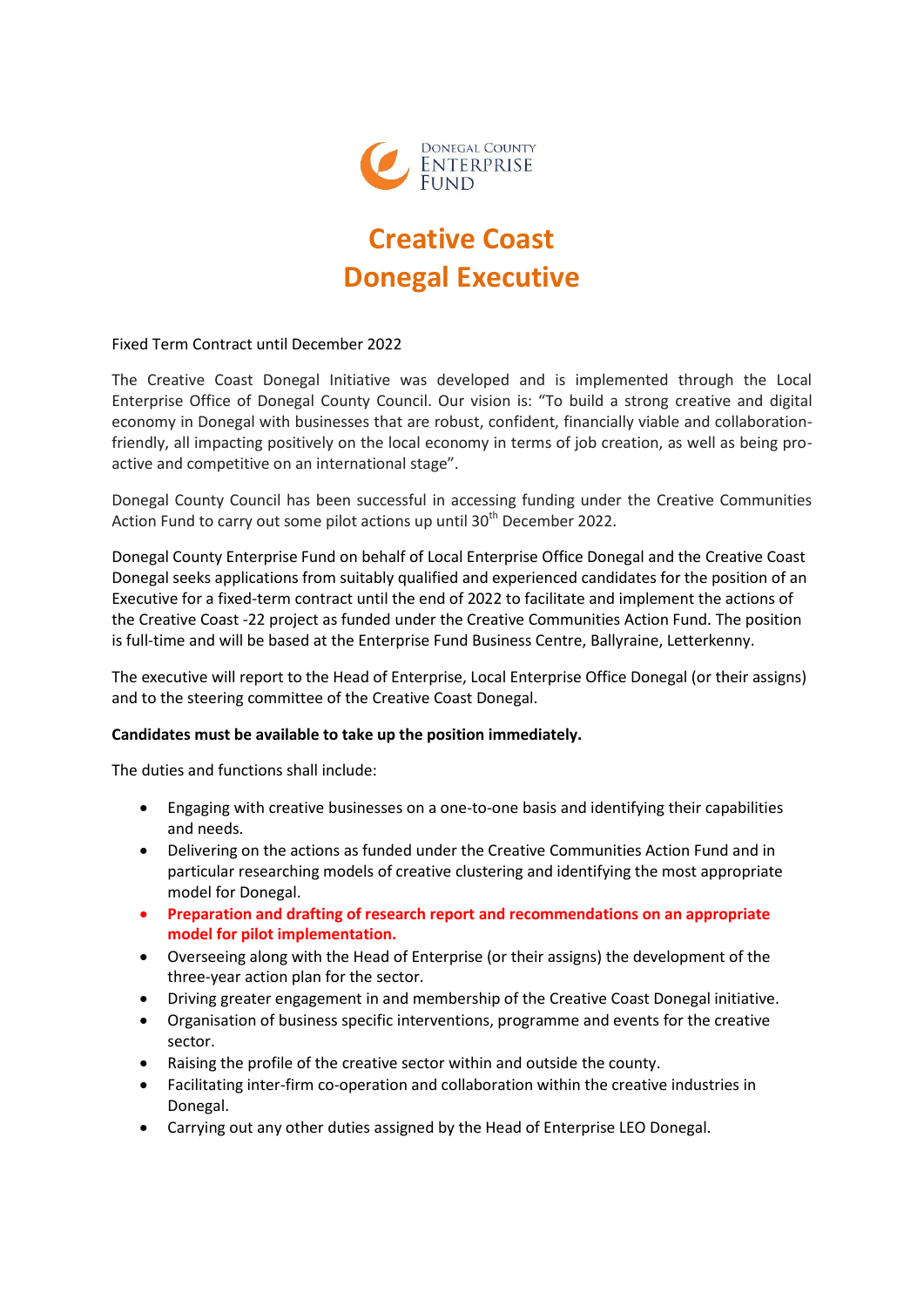Donegal County Enterprise Fund

# Creative Coast Donegal Executive

Fixed Term Contract until December 2022

The Creative Coast Donegal Initiative was developed and is implemented through the Local Enterprise Office of Donegal County Council. Our vision is: "To build a strong creative and digital economy in Donegal with businesses that are robust, confident, financially viable and collaboration-friendly, all impacting positively on the local economy in terms of job creation, as well as being pro-active and competitive on an international stage".

Donegal County Council has been successful in accessing funding under the Creative Communities Action Fund to carry out some pilot actions up until 30th December 2022.

Donegal County Enterprise Fund on behalf of Local Enterprise Office Donegal and the Creative Coast Donegal seeks applications from suitably qualified and experienced candidates for the position of an Executive for a fixed-term contract until the end of 2022 to facilitate and implement the actions of the Creative Coast -22 project as funded under the Creative Communities Action Fund. The position is full-time and will be based at the Enterprise Fund Business Centre, Ballyraine, Letterkenny.

The executive will report to the Head of Enterprise, Local Enterprise Office Donegal (or their assigns) and to the steering committee of the Creative Coast Donegal.

**Candidates must be available to take up the position immediately.**

The duties and functions shall include:

- Engaging with creative businesses on a one-to-one basis and identifying their capabilities and needs.
- Delivering on the actions as funded under the Creative Communities Action Fund and in particular researching models of creative clustering and identifying the most appropriate model for Donegal.
- **Preparation and drafting of research report and recommendations on an appropriate model for pilot implementation.**
- Overseeing along with the Head of Enterprise (or their assigns) the development of the three-year action plan for the sector.
- Driving greater engagement in and membership of the Creative Coast Donegal initiative.
- Organisation of business specific interventions, programme and events for the creative sector.
- Raising the profile of the creative sector within and outside the county.
- Facilitating inter-firm co-operation and collaboration within the creative industries in Donegal.
- Carrying out any other duties assigned by the Head of Enterprise LEO Donegal.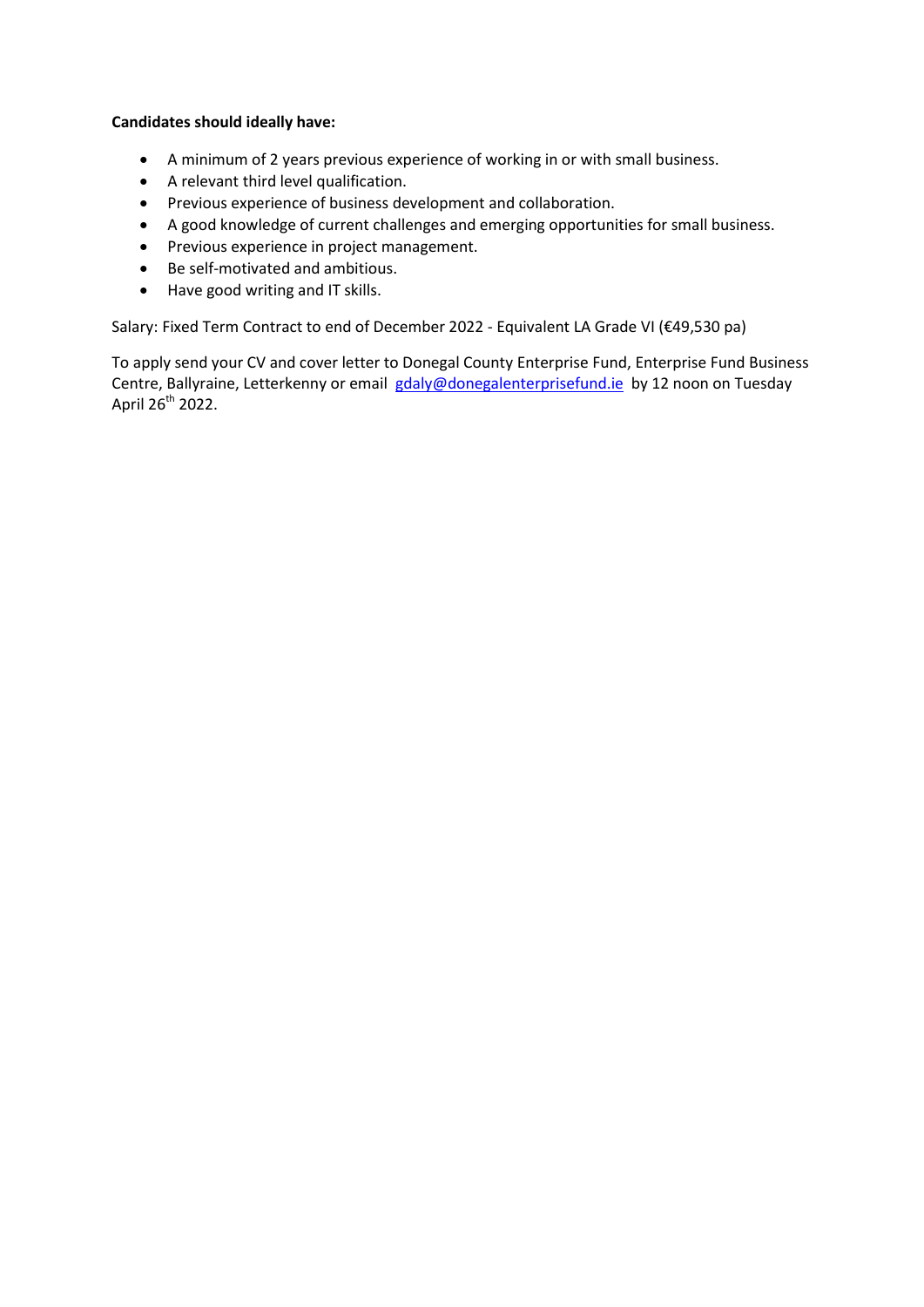**Candidates should ideally have:**

- A minimum of 2 years previous experience of working in or with small business.
- A relevant third level qualification.
- Previous experience of business development and collaboration.
- A good knowledge of current challenges and emerging opportunities for small business.
- Previous experience in project management.
- Be self-motivated and ambitious.
- Have good writing and IT skills.

Salary: Fixed Term Contract to end of December 2022 - Equivalent LA Grade VI (€49,530 pa)

To apply send your CV and cover letter to Donegal County Enterprise Fund, Enterprise Fund Business Centre, Ballyraine, Letterkenny or email [gdaly@donegalenterprisefund.ie](mailto:gdaly@donegalenterprisefund.ie) by 12 noon on Tuesday April 26th 2022.